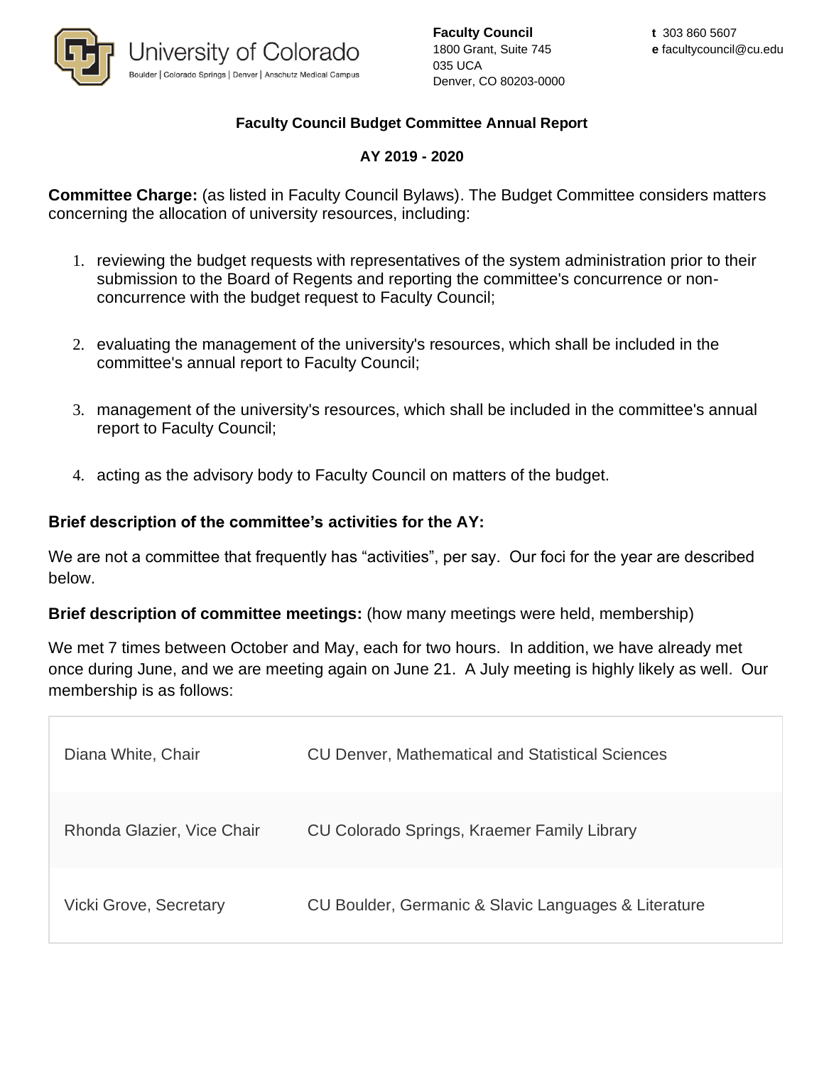Faculty Council
1800 Grant, Suite 745
035 UCA
Denver, CO 80203-0000

t 303 860 5607
e facultycouncil@cu.edu

**Faculty Council Budget Committee Annual Report**

**AY 2019 - 2020**

**Committee Charge:** (as listed in Faculty Council Bylaws). The Budget Committee considers matters concerning the allocation of university resources, including:

1. reviewing the budget requests with representatives of the system administration prior to their submission to the Board of Regents and reporting the committee's concurrence or non-concurrence with the budget request to Faculty Council;
2. evaluating the management of the university's resources, which shall be included in the committee's annual report to Faculty Council;
3. management of the university's resources, which shall be included in the committee's annual report to Faculty Council;
4. acting as the advisory body to Faculty Council on matters of the budget.

**Brief description of the committee's activities for the AY:**

We are not a committee that frequently has "activities", per say. Our foci for the year are described below.

**Brief description of committee meetings:** (how many meetings were held, membership)

We met 7 times between October and May, each for two hours. In addition, we have already met once during June, and we are meeting again on June 21. A July meeting is highly likely as well. Our membership is as follows:

| Name | Affiliation |
|---|---|
| Diana White, Chair | CU Denver, Mathematical and Statistical Sciences |
| Rhonda Glazier, Vice Chair | CU Colorado Springs, Kraemer Family Library |
| Vicki Grove, Secretary | CU Boulder, Germanic & Slavic Languages & Literature |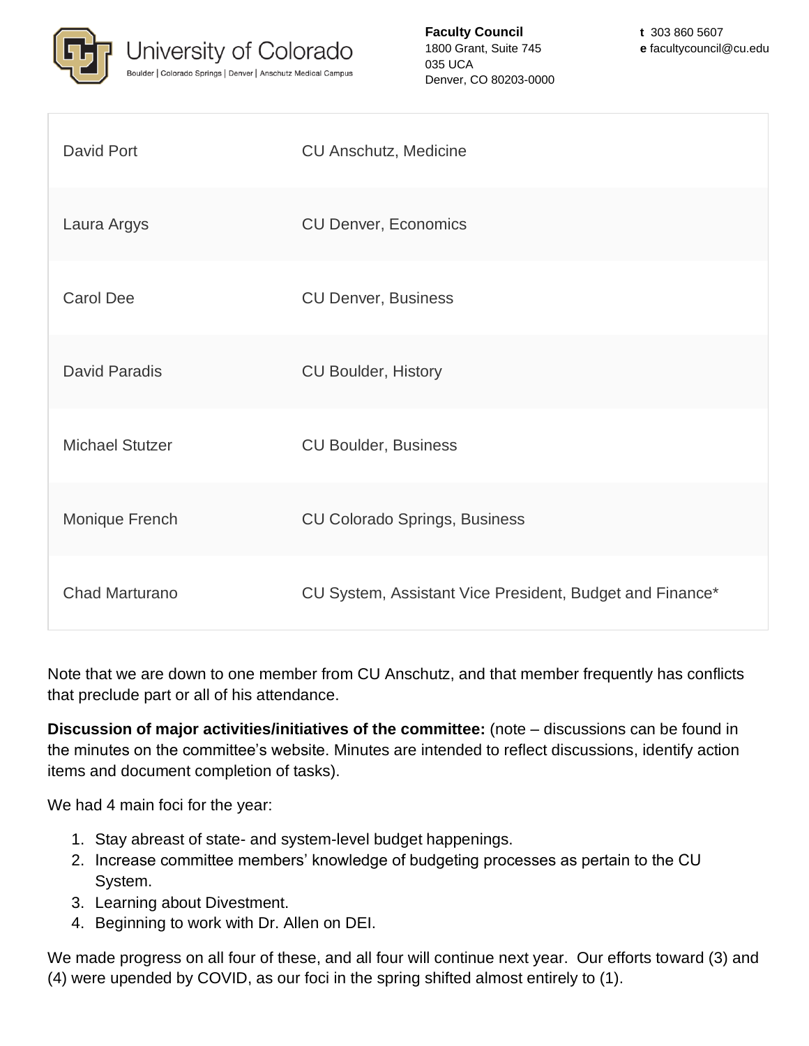| | |
|---|---|
| David Port | CU Anschutz, Medicine |
| Laura Argys | CU Denver, Economics |
| Carol Dee | CU Denver, Business |
| David Paradis | CU Boulder, History |
| Michael Stutzer | CU Boulder, Business |
| Monique French | CU Colorado Springs, Business |
| Chad Marturano | CU System, Assistant Vice President, Budget and Finance* |

Note that we are down to one member from CU Anschutz, and that member frequently has conflicts that preclude part or all of his attendance.

**Discussion of major activities/initiatives of the committee:** (note – discussions can be found in the minutes on the committee's website. Minutes are intended to reflect discussions, identify action items and document completion of tasks).

We had 4 main foci for the year:

1. Stay abreast of state- and system-level budget happenings.
2. Increase committee members' knowledge of budgeting processes as pertain to the CU System.
3. Learning about Divestment.
4. Beginning to work with Dr. Allen on DEI.

We made progress on all four of these, and all four will continue next year. Our efforts toward (3) and (4) were upended by COVID, as our foci in the spring shifted almost entirely to (1).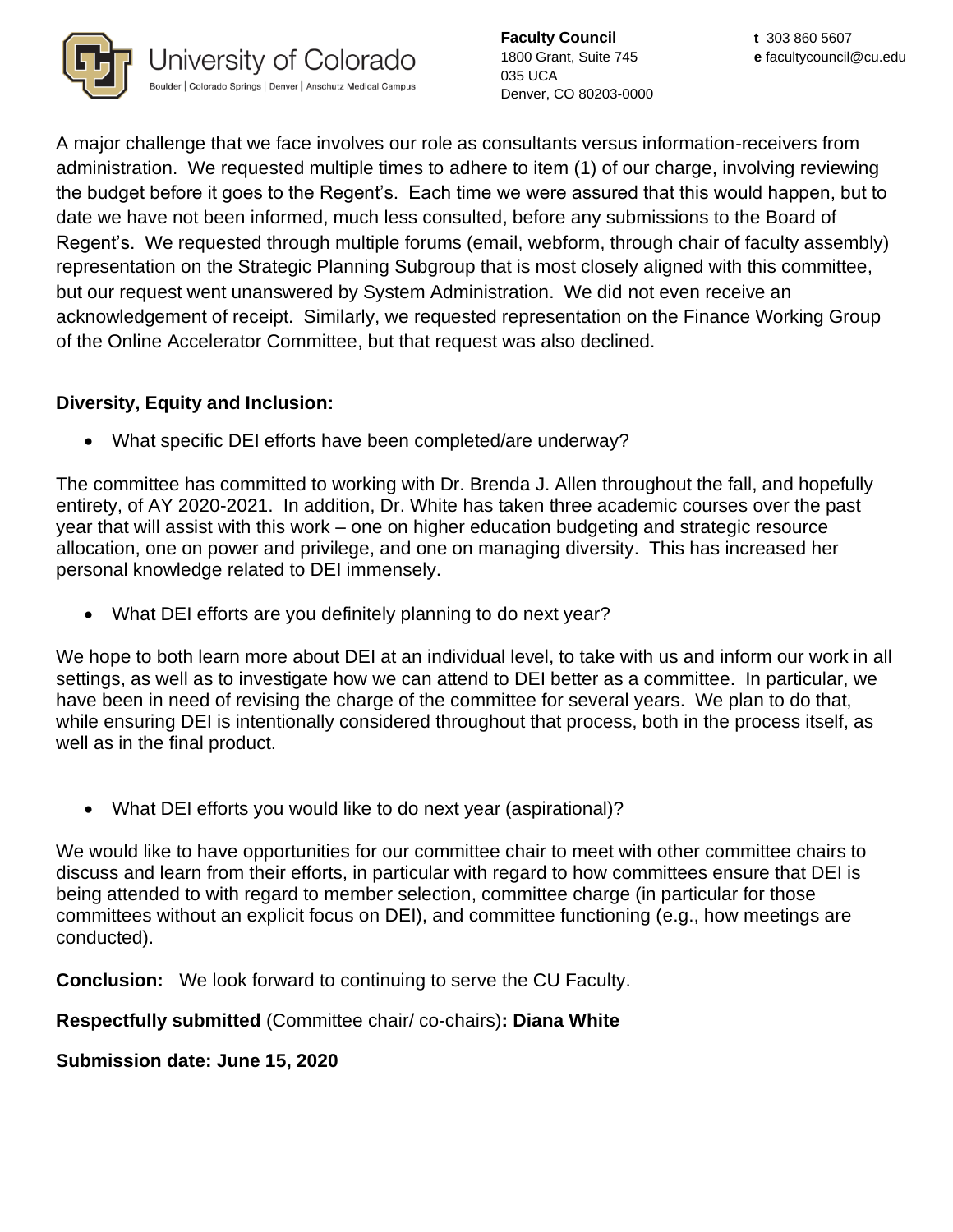A major challenge that we face involves our role as consultants versus information-receivers from administration. We requested multiple times to adhere to item (1) of our charge, involving reviewing the budget before it goes to the Regent's. Each time we were assured that this would happen, but to date we have not been informed, much less consulted, before any submissions to the Board of Regent's. We requested through multiple forums (email, webform, through chair of faculty assembly) representation on the Strategic Planning Subgroup that is most closely aligned with this committee, but our request went unanswered by System Administration. We did not even receive an acknowledgement of receipt. Similarly, we requested representation on the Finance Working Group of the Online Accelerator Committee, but that request was also declined.

**Diversity, Equity and Inclusion:**

- What specific DEI efforts have been completed/are underway?

The committee has committed to working with Dr. Brenda J. Allen throughout the fall, and hopefully entirety, of AY 2020-2021. In addition, Dr. White has taken three academic courses over the past year that will assist with this work – one on higher education budgeting and strategic resource allocation, one on power and privilege, and one on managing diversity. This has increased her personal knowledge related to DEI immensely.

- What DEI efforts are you definitely planning to do next year?

We hope to both learn more about DEI at an individual level, to take with us and inform our work in all settings, as well as to investigate how we can attend to DEI better as a committee. In particular, we have been in need of revising the charge of the committee for several years. We plan to do that, while ensuring DEI is intentionally considered throughout that process, both in the process itself, as well as in the final product.

- What DEI efforts you would like to do next year (aspirational)?

We would like to have opportunities for our committee chair to meet with other committee chairs to discuss and learn from their efforts, in particular with regard to how committees ensure that DEI is being attended to with regard to member selection, committee charge (in particular for those committees without an explicit focus on DEI), and committee functioning (e.g., how meetings are conducted).

**Conclusion:** We look forward to continuing to serve the CU Faculty.

**Respectfully submitted** (Committee chair/ co-chairs)**: Diana White**

**Submission date: June 15, 2020**